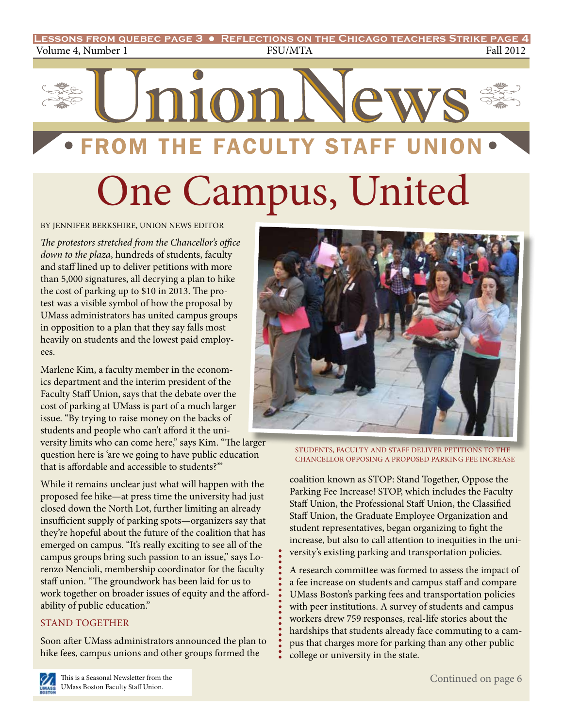Lessons from Quebec page 3 • Reflections on the Chicago teachers Strike page 4

Volume 4, Number 1 FSU/MTA Fall 2012

# Union News

## • FROM THE FACULTY STAFF UNION •

# One Campus, United

BY JENNIFER BERKSHIRE, UNION NEWS EDITOR

*The protestors stretched from the Chancellor's office down to the plaza*, hundreds of students, faculty and staff lined up to deliver petitions with more than 5,000 signatures, all decrying a plan to hike the cost of parking up to $10 in 2013. The protest was a visible symbol of how the proposal by UMass administrators has united campus groups in opposition to a plan that they say falls most heavily on students and the lowest paid employees.

Marlene Kim, a faculty member in the economics department and the interim president of the Faculty Staff Union, says that the debate over the cost of parking at UMass is part of a much larger issue. "By trying to raise money on the backs of students and people who can't afford it the university limits who can come here," says Kim. "The larger question here is 'are we going to have public education that is affordable and accessible to students?'"

While it remains unclear just what will happen with the proposed fee hike—at press time the university had just closed down the North Lot, further limiting an already insufficient supply of parking spots—organizers say that they're hopeful about the future of the coalition that has emerged on campus. "It's really exciting to see all of the campus groups bring such passion to an issue," says Lorenzo Nencioli, membership coordinator for the faculty staff union. "The groundwork has been laid for us to work together on broader issues of equity and the affordability of public education."

### STAND TOGETHER

Soon after UMass administrators announced the plan to hike fees, campus unions and other groups formed the coalition known as STOP: Stand Together, Oppose the Parking Fee Increase! STOP, which includes the Faculty Staff Union, the Professional Staff Union, the Classified Staff Union, the Graduate Employee Organization and student representatives, began organizing to fight the increase, but also to call attention to inequities in the university's existing parking and transportation policies.

A research committee was formed to assess the impact of a fee increase on students and campus staff and compare UMass Boston's parking fees and transportation policies with peer institutions. A survey of students and campus workers drew 759 responses, real-life stories about the hardships that students already face commuting to a campus that charges more for parking than any other public college or university in the state.

Continued on page 6

STUDENTS, FACULTY AND STAFF DELIVER PETITIONS TO THE CHANCELLOR OPPOSING A PROPOSED PARKING FEE INCREASE

This is a Seasonal Newsletter from the UMass Boston Faculty Staff Union.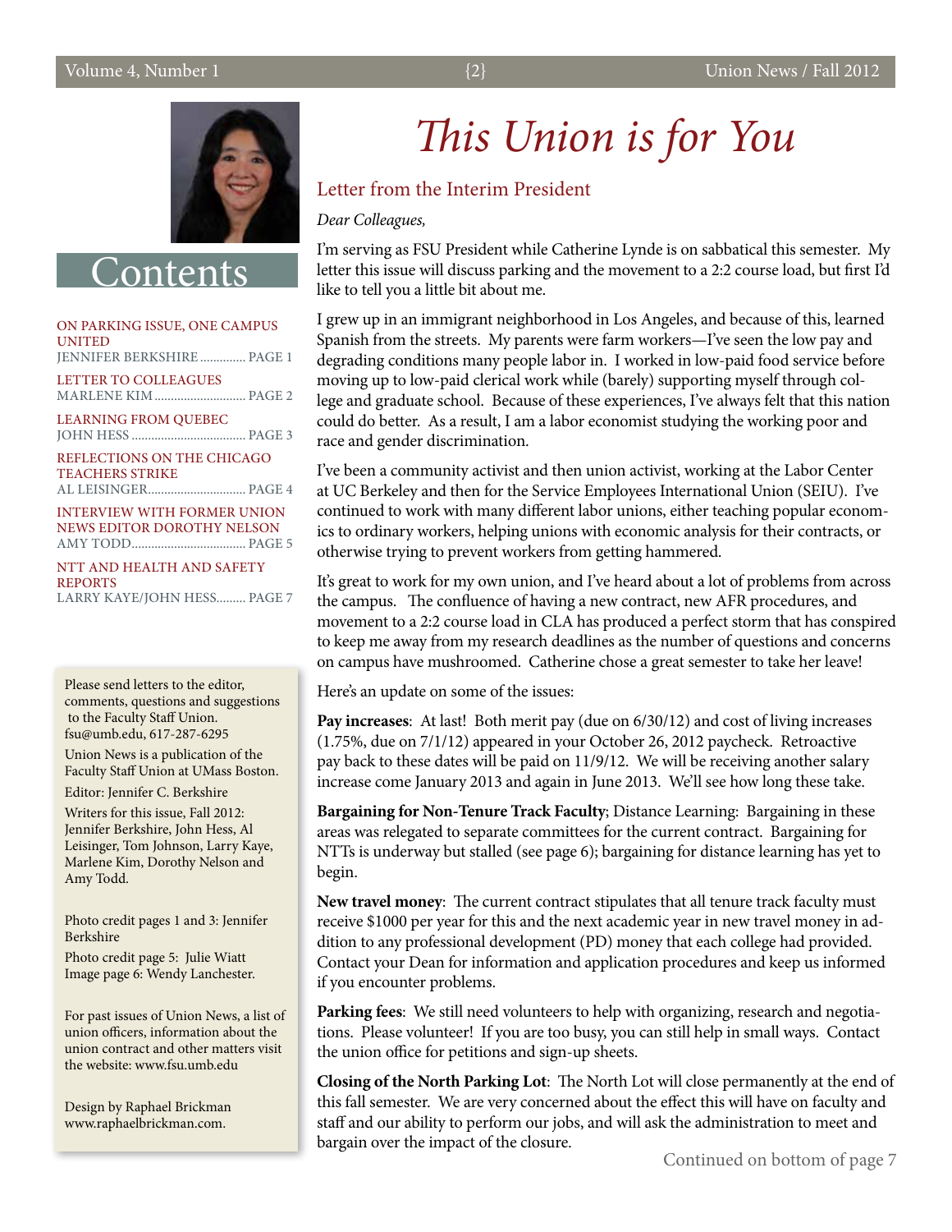# Contents

ON PARKING ISSUE, ONE CAMPUS UNITED
JENNIFER BERKSHIRE .............. PAGE 1

LETTER TO COLLEAGUES
MARLENE KIM ............................ PAGE 2

LEARNING FROM QUEBEC
JOHN HESS ................................... PAGE 3

REFLECTIONS ON THE CHICAGO TEACHERS STRIKE
AL LEISINGER.............................. PAGE 4

INTERVIEW WITH FORMER UNION NEWS EDITOR DOROTHY NELSON
AMY TODD.................................... PAGE 5

NTT AND HEALTH AND SAFETY REPORTS
LARRY KAYE/JOHN HESS......... PAGE 7

Please send letters to the editor, comments, questions and suggestions to the Faculty Staff Union. fsu@umb.edu, 617-287-6295

Union News is a publication of the Faculty Staff Union at UMass Boston.

Editor: Jennifer C. Berkshire

Writers for this issue, Fall 2012: Jennifer Berkshire, John Hess, Al Leisinger, Tom Johnson, Larry Kaye, Marlene Kim, Dorothy Nelson and Amy Todd.

Photo credit pages 1 and 3: Jennifer Berkshire

Photo credit page 5: Julie Wiatt
Image page 6: Wendy Lanchester.

For past issues of Union News, a list of union officers, information about the union contract and other matters visit the website: www.fsu.umb.edu

Design by Raphael Brickman
www.raphaelbrickman.com.

# *This Union is for You*

## Letter from the Interim President

*Dear Colleagues,*

I'm serving as FSU President while Catherine Lynde is on sabbatical this semester. My letter this issue will discuss parking and the movement to a 2:2 course load, but first I'd like to tell you a little bit about me.

I grew up in an immigrant neighborhood in Los Angeles, and because of this, learned Spanish from the streets. My parents were farm workers—I've seen the low pay and degrading conditions many people labor in. I worked in low-paid food service before moving up to low-paid clerical work while (barely) supporting myself through college and graduate school. Because of these experiences, I've always felt that this nation could do better. As a result, I am a labor economist studying the working poor and race and gender discrimination.

I've been a community activist and then union activist, working at the Labor Center at UC Berkeley and then for the Service Employees International Union (SEIU). I've continued to work with many different labor unions, either teaching popular economics to ordinary workers, helping unions with economic analysis for their contracts, or otherwise trying to prevent workers from getting hammered.

It's great to work for my own union, and I've heard about a lot of problems from across the campus. The confluence of having a new contract, new AFR procedures, and movement to a 2:2 course load in CLA has produced a perfect storm that has conspired to keep me away from my research deadlines as the number of questions and concerns on campus have mushroomed. Catherine chose a great semester to take her leave!

Here's an update on some of the issues:

**Pay increases**: At last! Both merit pay (due on 6/30/12) and cost of living increases (1.75%, due on 7/1/12) appeared in your October 26, 2012 paycheck. Retroactive pay back to these dates will be paid on 11/9/12. We will be receiving another salary increase come January 2013 and again in June 2013. We'll see how long these take.

**Bargaining for Non-Tenure Track Faculty**; Distance Learning: Bargaining in these areas was relegated to separate committees for the current contract. Bargaining for NTTs is underway but stalled (see page 6); bargaining for distance learning has yet to begin.

**New travel money**: The current contract stipulates that all tenure track faculty must receive $1000 per year for this and the next academic year in new travel money in addition to any professional development (PD) money that each college had provided. Contact your Dean for information and application procedures and keep us informed if you encounter problems.

**Parking fees**: We still need volunteers to help with organizing, research and negotiations. Please volunteer! If you are too busy, you can still help in small ways. Contact the union office for petitions and sign-up sheets.

**Closing of the North Parking Lot**: The North Lot will close permanently at the end of this fall semester. We are very concerned about the effect this will have on faculty and staff and our ability to perform our jobs, and will ask the administration to meet and bargain over the impact of the closure.

Continued on bottom of page 7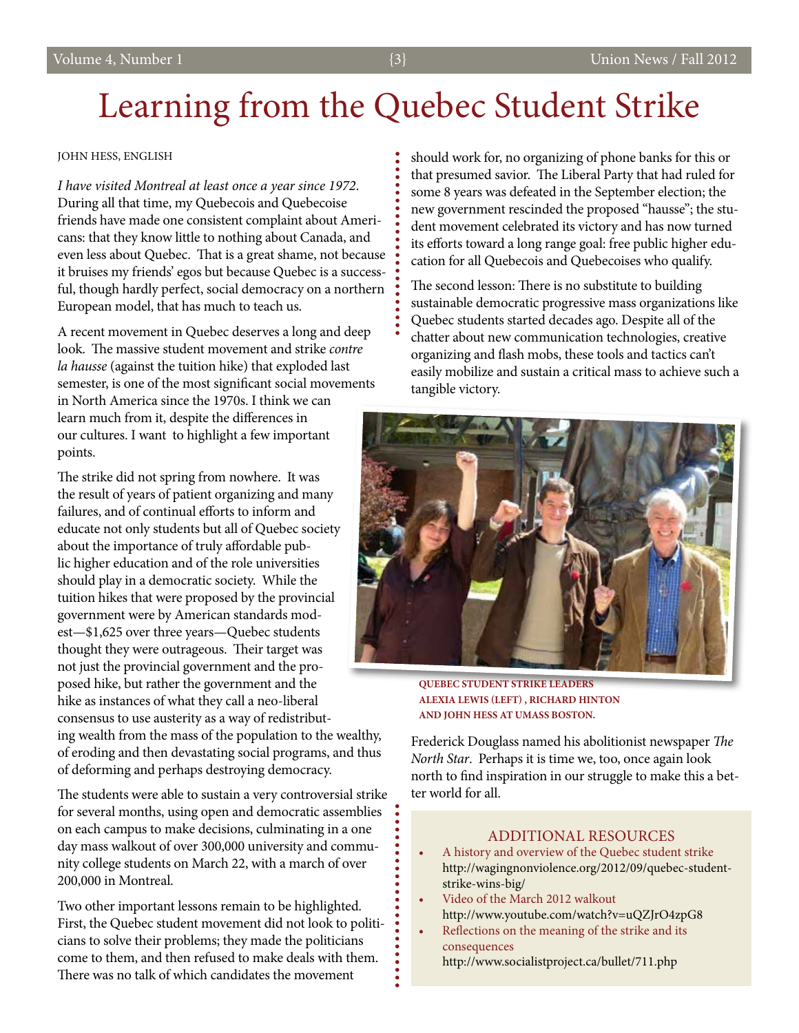# Learning from the Quebec Student Strike

JOHN HESS, ENGLISH

*I have visited Montreal at least once a year since 1972.* During all that time, my Quebecois and Quebecoise friends have made one consistent complaint about Americans: that they know little to nothing about Canada, and even less about Quebec. That is a great shame, not because it bruises my friends' egos but because Quebec is a successful, though hardly perfect, social democracy on a northern European model, that has much to teach us.

A recent movement in Quebec deserves a long and deep look. The massive student movement and strike *contre la hausse* (against the tuition hike) that exploded last semester, is one of the most significant social movements in North America since the 1970s. I think we can learn much from it, despite the differences in our cultures. I want to highlight a few important points.

The strike did not spring from nowhere. It was the result of years of patient organizing and many failures, and of continual efforts to inform and educate not only students but all of Quebec society about the importance of truly affordable public higher education and of the role universities should play in a democratic society. While the tuition hikes that were proposed by the provincial government were by American standards modest—$1,625 over three years—Quebec students thought they were outrageous. Their target was not just the provincial government and the proposed hike, but rather the government and the hike as instances of what they call a neo-liberal consensus to use austerity as a way of redistributing wealth from the mass of the population to the wealthy, of eroding and then devastating social programs, and thus of deforming and perhaps destroying democracy.

The students were able to sustain a very controversial strike for several months, using open and democratic assemblies on each campus to make decisions, culminating in a one day mass walkout of over 300,000 university and community college students on March 22, with a march of over 200,000 in Montreal.

Two other important lessons remain to be highlighted. First, the Quebec student movement did not look to politicians to solve their problems; they made the politicians come to them, and then refused to make deals with them. There was no talk of which candidates the movement should work for, no organizing of phone banks for this or that presumed savior. The Liberal Party that had ruled for some 8 years was defeated in the September election; the new government rescinded the proposed "hausse"; the student movement celebrated its victory and has now turned its efforts toward a long range goal: free public higher education for all Quebecois and Quebecoises who qualify.

The second lesson: There is no substitute to building sustainable democratic progressive mass organizations like Quebec students started decades ago. Despite all of the chatter about new communication technologies, creative organizing and flash mobs, these tools and tactics can't easily mobilize and sustain a critical mass to achieve such a tangible victory.

QUEBEC STUDENT STRIKE LEADERS ALEXIA LEWIS (LEFT) , RICHARD HINTON AND JOHN HESS AT UMASS BOSTON.

Frederick Douglass named his abolitionist newspaper *The North Star*. Perhaps it is time we, too, once again look north to find inspiration in our struggle to make this a better world for all.

## ADDITIONAL RESOURCES

- A history and overview of the Quebec student strike
  http://wagingnonviolence.org/2012/09/quebec-student-strike-wins-big/
- Video of the March 2012 walkout
  http://www.youtube.com/watch?v=uQZJrO4zpG8
- Reflections on the meaning of the strike and its consequences
  http://www.socialistproject.ca/bullet/711.php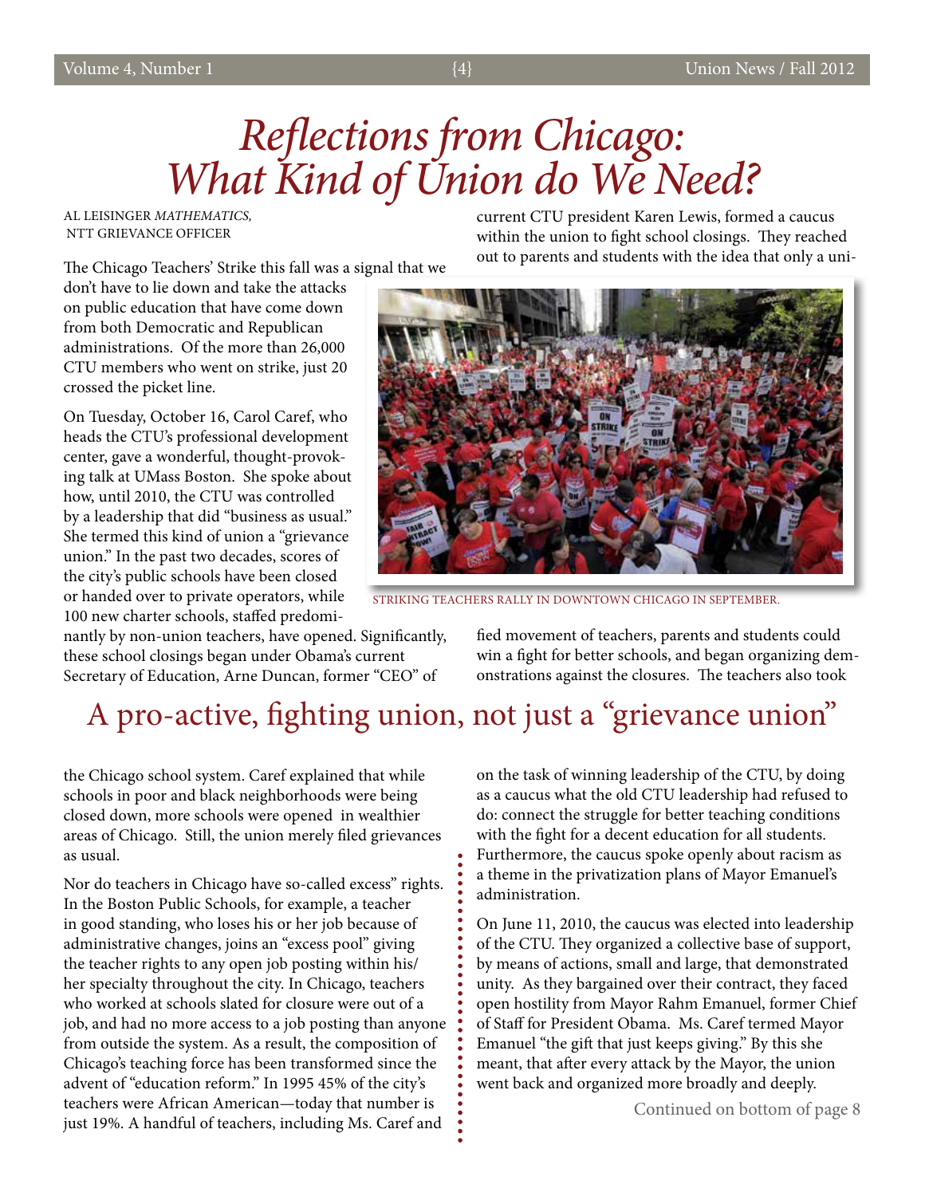# *Reflections from Chicago: What Kind of Union do We Need?*

AL LEISINGER *MATHEMATICS,*
NTT GRIEVANCE OFFICER

The Chicago Teachers' Strike this fall was a signal that we don't have to lie down and take the attacks on public education that have come down from both Democratic and Republican administrations. Of the more than 26,000 CTU members who went on strike, just 20 crossed the picket line.

On Tuesday, October 16, Carol Caref, who heads the CTU's professional development center, gave a wonderful, thought-provoking talk at UMass Boston. She spoke about how, until 2010, the CTU was controlled by a leadership that did "business as usual." She termed this kind of union a "grievance union." In the past two decades, scores of the city's public schools have been closed or handed over to private operators, while 100 new charter schools, staffed predominantly by non-union teachers, have opened. Significantly, these school closings began under Obama's current Secretary of Education, Arne Duncan, former "CEO" of the Chicago school system. Caref explained that while schools in poor and black neighborhoods were being closed down, more schools were opened in wealthier areas of Chicago. Still, the union merely filed grievances as usual.

STRIKING TEACHERS RALLY IN DOWNTOWN CHICAGO IN SEPTEMBER.

## A pro-active, fighting union, not just a "grievance union"

Nor do teachers in Chicago have so-called excess" rights. In the Boston Public Schools, for example, a teacher in good standing, who loses his or her job because of administrative changes, joins an "excess pool" giving the teacher rights to any open job posting within his/her specialty throughout the city. In Chicago, teachers who worked at schools slated for closure were out of a job, and had no more access to a job posting than anyone from outside the system. As a result, the composition of Chicago's teaching force has been transformed since the advent of "education reform." In 1995 45% of the city's teachers were African American—today that number is just 19%. A handful of teachers, including Ms. Caref and current CTU president Karen Lewis, formed a caucus within the union to fight school closings. They reached out to parents and students with the idea that only a unified movement of teachers, parents and students could win a fight for better schools, and began organizing demonstrations against the closures. The teachers also took on the task of winning leadership of the CTU, by doing as a caucus what the old CTU leadership had refused to do: connect the struggle for better teaching conditions with the fight for a decent education for all students. Furthermore, the caucus spoke openly about racism as a theme in the privatization plans of Mayor Emanuel's administration.

On June 11, 2010, the caucus was elected into leadership of the CTU. They organized a collective base of support, by means of actions, small and large, that demonstrated unity. As they bargained over their contract, they faced open hostility from Mayor Rahm Emanuel, former Chief of Staff for President Obama. Ms. Caref termed Mayor Emanuel "the gift that just keeps giving." By this she meant, that after every attack by the Mayor, the union went back and organized more broadly and deeply.

Continued on bottom of page 8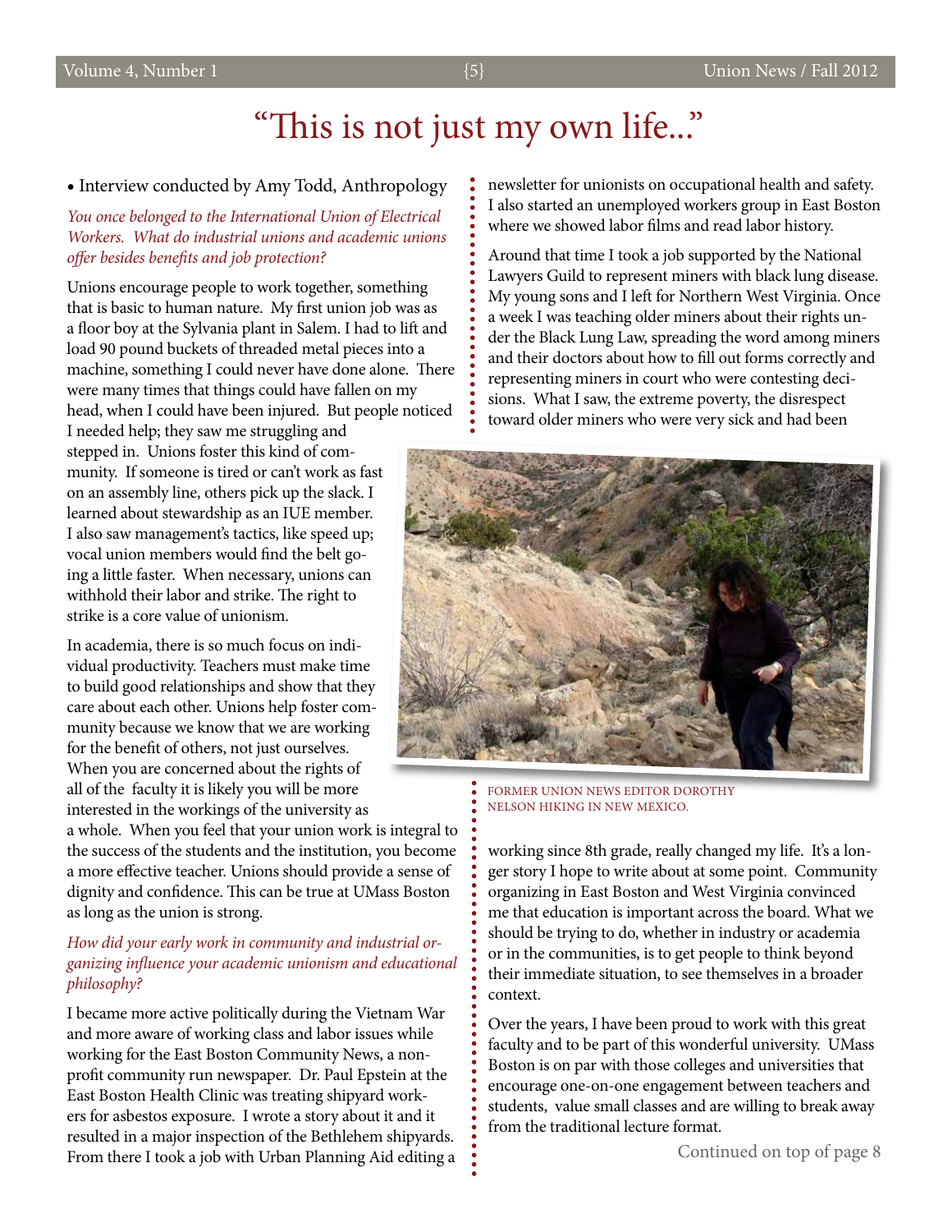# "This is not just my own life..."

• Interview conducted by Amy Todd, Anthropology

*You once belonged to the International Union of Electrical Workers. What do industrial unions and academic unions offer besides benefits and job protection?*

Unions encourage people to work together, something that is basic to human nature. My first union job was as a floor boy at the Sylvania plant in Salem. I had to lift and load 90 pound buckets of threaded metal pieces into a machine, something I could never have done alone. There were many times that things could have fallen on my head, when I could have been injured. But people noticed I needed help; they saw me struggling and stepped in. Unions foster this kind of community. If someone is tired or can't work as fast on an assembly line, others pick up the slack. I learned about stewardship as an IUE member. I also saw management's tactics, like speed up; vocal union members would find the belt going a little faster. When necessary, unions can withhold their labor and strike. The right to strike is a core value of unionism.

In academia, there is so much focus on individual productivity. Teachers must make time to build good relationships and show that they care about each other. Unions help foster community because we know that we are working for the benefit of others, not just ourselves. When you are concerned about the rights of all of the faculty it is likely you will be more interested in the workings of the university as a whole. When you feel that your union work is integral to the success of the students and the institution, you become a more effective teacher. Unions should provide a sense of dignity and confidence. This can be true at UMass Boston as long as the union is strong.

*How did your early work in community and industrial organizing influence your academic unionism and educational philosophy?*

I became more active politically during the Vietnam War and more aware of working class and labor issues while working for the East Boston Community News, a non-profit community run newspaper. Dr. Paul Epstein at the East Boston Health Clinic was treating shipyard workers for asbestos exposure. I wrote a story about it and it resulted in a major inspection of the Bethlehem shipyards. From there I took a job with Urban Planning Aid editing a newsletter for unionists on occupational health and safety. I also started an unemployed workers group in East Boston where we showed labor films and read labor history.

Around that time I took a job supported by the National Lawyers Guild to represent miners with black lung disease. My young sons and I left for Northern West Virginia. Once a week I was teaching older miners about their rights under the Black Lung Law, spreading the word among miners and their doctors about how to fill out forms correctly and representing miners in court who were contesting decisions. What I saw, the extreme poverty, the disrespect toward older miners who were very sick and had been working since 8th grade, really changed my life. It's a longer story I hope to write about at some point. Community organizing in East Boston and West Virginia convinced me that education is important across the board. What we should be trying to do, whether in industry or academia or in the communities, is to get people to think beyond their immediate situation, to see themselves in a broader context.

FORMER UNION NEWS EDITOR DOROTHY NELSON HIKING IN NEW MEXICO.

Over the years, I have been proud to work with this great faculty and to be part of this wonderful university. UMass Boston is on par with those colleges and universities that encourage one-on-one engagement between teachers and students, value small classes and are willing to break away from the traditional lecture format.

Continued on top of page 8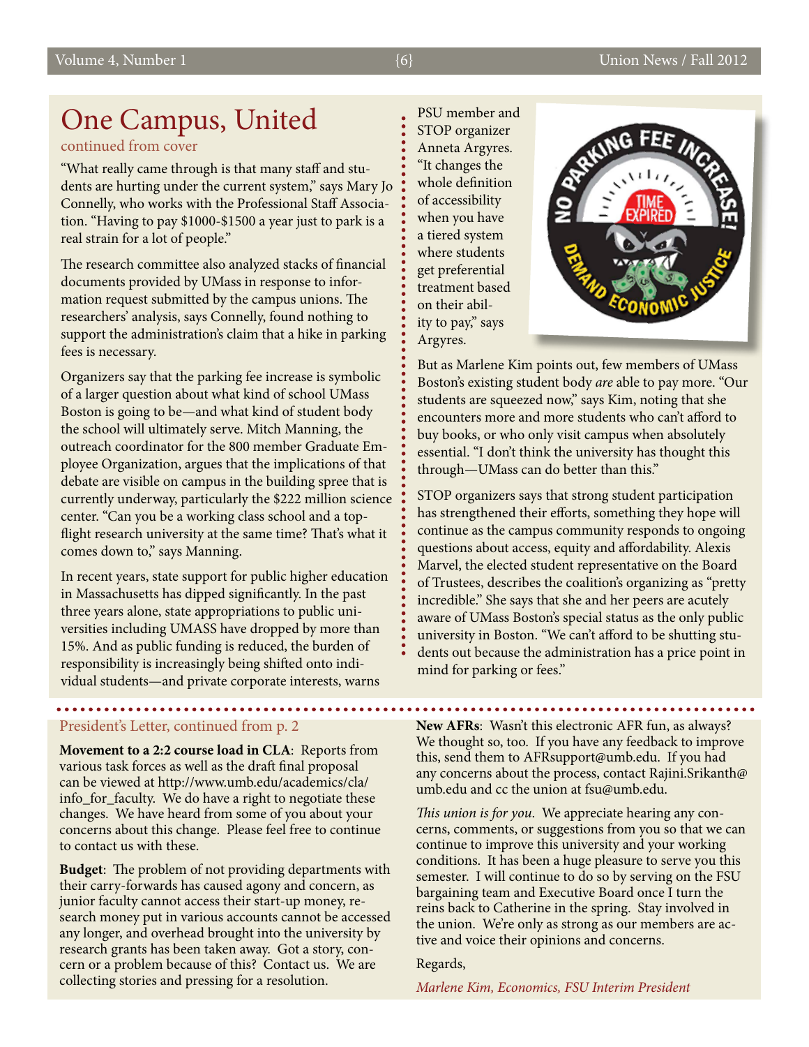# One Campus, United

continued from cover

"What really came through is that many staff and students are hurting under the current system," says Mary Jo Connelly, who works with the Professional Staff Association. "Having to pay $1000-$1500 a year just to park is a real strain for a lot of people."

The research committee also analyzed stacks of financial documents provided by UMass in response to information request submitted by the campus unions. The researchers' analysis, says Connelly, found nothing to support the administration's claim that a hike in parking fees is necessary.

Organizers say that the parking fee increase is symbolic of a larger question about what kind of school UMass Boston is going to be—and what kind of student body the school will ultimately serve. Mitch Manning, the outreach coordinator for the 800 member Graduate Employee Organization, argues that the implications of that debate are visible on campus in the building spree that is currently underway, particularly the $222 million science center. "Can you be a working class school and a top-flight research university at the same time? That's what it comes down to," says Manning.

In recent years, state support for public higher education in Massachusetts has dipped significantly. In the past three years alone, state appropriations to public universities including UMASS have dropped by more than 15%. And as public funding is reduced, the burden of responsibility is increasingly being shifted onto individual students—and private corporate interests, warns PSU member and STOP organizer Anneta Argyres. "It changes the whole definition of accessibility when you have a tiered system where students get preferential treatment based on their ability to pay," says Argyres.

But as Marlene Kim points out, few members of UMass Boston's existing student body *are* able to pay more. "Our students are squeezed now," says Kim, noting that she encounters more and more students who can't afford to buy books, or who only visit campus when absolutely essential. "I don't think the university has thought this through—UMass can do better than this."

STOP organizers says that strong student participation has strengthened their efforts, something they hope will continue as the campus community responds to ongoing questions about access, equity and affordability. Alexis Marvel, the elected student representative on the Board of Trustees, describes the coalition's organizing as "pretty incredible." She says that she and her peers are acutely aware of UMass Boston's special status as the only public university in Boston. "We can't afford to be shutting students out because the administration has a price point in mind for parking or fees."

---

President's Letter, continued from p. 2

**Movement to a 2:2 course load in CLA**: Reports from various task forces as well as the draft final proposal can be viewed at http://www.umb.edu/academics/cla/info_for_faculty. We do have a right to negotiate these changes. We have heard from some of you about your concerns about this change. Please feel free to continue to contact us with these.

**Budget**: The problem of not providing departments with their carry-forwards has caused agony and concern, as junior faculty cannot access their start-up money, research money put in various accounts cannot be accessed any longer, and overhead brought into the university by research grants has been taken away. Got a story, concern or a problem because of this? Contact us. We are collecting stories and pressing for a resolution.

**New AFRs**: Wasn't this electronic AFR fun, as always? We thought so, too. If you have any feedback to improve this, send them to AFRsupport@umb.edu. If you had any concerns about the process, contact Rajini.Srikanth@umb.edu and cc the union at fsu@umb.edu.

*This union is for you*. We appreciate hearing any concerns, comments, or suggestions from you so that we can continue to improve this university and your working conditions. It has been a huge pleasure to serve you this semester. I will continue to do so by serving on the FSU bargaining team and Executive Board once I turn the reins back to Catherine in the spring. Stay involved in the union. We're only as strong as our members are active and voice their opinions and concerns.

Regards,

*Marlene Kim, Economics, FSU Interim President*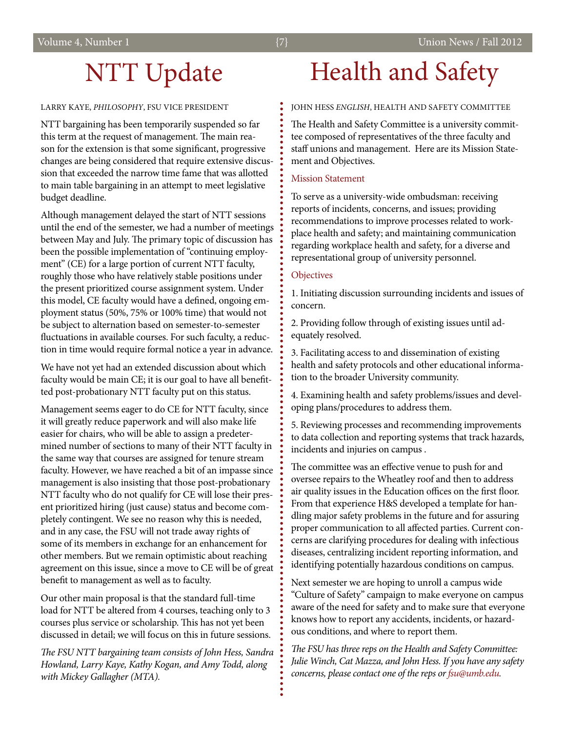# NTT Update

LARRY KAYE, *PHILOSOPHY*, FSU VICE PRESIDENT

NTT bargaining has been temporarily suspended so far this term at the request of management. The main reason for the extension is that some significant, progressive changes are being considered that require extensive discussion that exceeded the narrow time fame that was allotted to main table bargaining in an attempt to meet legislative budget deadline.

Although management delayed the start of NTT sessions until the end of the semester, we had a number of meetings between May and July. The primary topic of discussion has been the possible implementation of "continuing employment" (CE) for a large portion of current NTT faculty, roughly those who have relatively stable positions under the present prioritized course assignment system. Under this model, CE faculty would have a defined, ongoing employment status (50%, 75% or 100% time) that would not be subject to alternation based on semester-to-semester fluctuations in available courses. For such faculty, a reduction in time would require formal notice a year in advance.

We have not yet had an extended discussion about which faculty would be main CE; it is our goal to have all benefitted post-probationary NTT faculty put on this status.

Management seems eager to do CE for NTT faculty, since it will greatly reduce paperwork and will also make life easier for chairs, who will be able to assign a predetermined number of sections to many of their NTT faculty in the same way that courses are assigned for tenure stream faculty. However, we have reached a bit of an impasse since management is also insisting that those post-probationary NTT faculty who do not qualify for CE will lose their present prioritized hiring (just cause) status and become completely contingent. We see no reason why this is needed, and in any case, the FSU will not trade away rights of some of its members in exchange for an enhancement for other members. But we remain optimistic about reaching agreement on this issue, since a move to CE will be of great benefit to management as well as to faculty.

Our other main proposal is that the standard full-time load for NTT be altered from 4 courses, teaching only to 3 courses plus service or scholarship. This has not yet been discussed in detail; we will focus on this in future sessions.

*The FSU NTT bargaining team consists of John Hess, Sandra Howland, Larry Kaye, Kathy Kogan, and Amy Todd, along with Mickey Gallagher (MTA).*

# Health and Safety

JOHN HESS *ENGLISH*, HEALTH AND SAFETY COMMITTEE

The Health and Safety Committee is a university committee composed of representatives of the three faculty and staff unions and management. Here are its Mission Statement and Objectives.

## Mission Statement

To serve as a university-wide ombudsman: receiving reports of incidents, concerns, and issues; providing recommendations to improve processes related to workplace health and safety; and maintaining communication regarding workplace health and safety, for a diverse and representational group of university personnel.

## Objectives

1. Initiating discussion surrounding incidents and issues of concern.

2. Providing follow through of existing issues until adequately resolved.

3. Facilitating access to and dissemination of existing health and safety protocols and other educational information to the broader University community.

4. Examining health and safety problems/issues and developing plans/procedures to address them.

5. Reviewing processes and recommending improvements to data collection and reporting systems that track hazards, incidents and injuries on campus .

The committee was an effective venue to push for and oversee repairs to the Wheatley roof and then to address air quality issues in the Education offices on the first floor. From that experience H&S developed a template for handling major safety problems in the future and for assuring proper communication to all affected parties. Current concerns are clarifying procedures for dealing with infectious diseases, centralizing incident reporting information, and identifying potentially hazardous conditions on campus.

Next semester we are hoping to unroll a campus wide "Culture of Safety" campaign to make everyone on campus aware of the need for safety and to make sure that everyone knows how to report any accidents, incidents, or hazardous conditions, and where to report them.

*The FSU has three reps on the Health and Safety Committee: Julie Winch, Cat Mazza, and John Hess. If you have any safety concerns, please contact one of the reps or fsu@umb.edu.*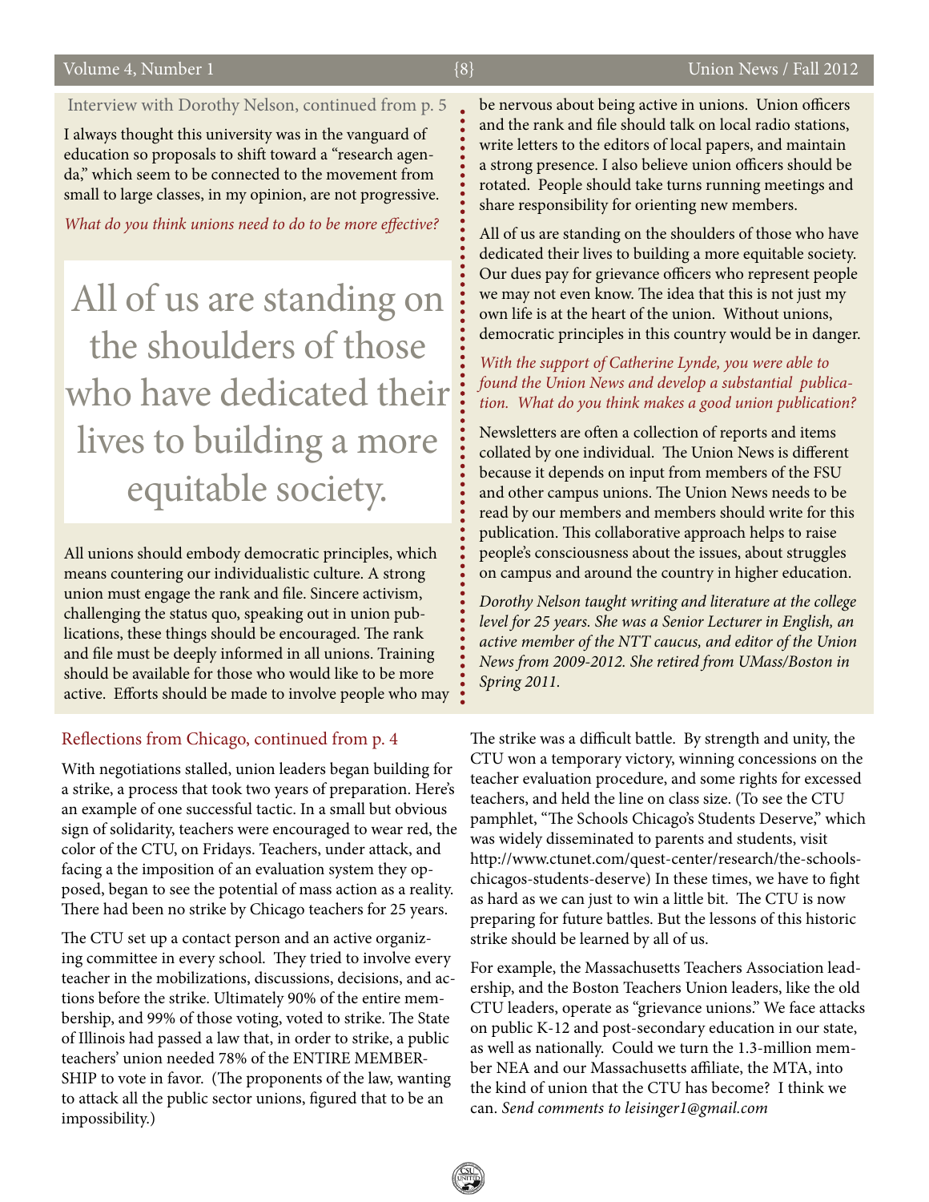Interview with Dorothy Nelson, continued from p. 5

I always thought this university was in the vanguard of education so proposals to shift toward a "research agenda," which seem to be connected to the movement from small to large classes, in my opinion, are not progressive.

*What do you think unions need to do to be more effective?*

> All of us are standing on the shoulders of those who have dedicated their lives to building a more equitable society.

All unions should embody democratic principles, which means countering our individualistic culture. A strong union must engage the rank and file. Sincere activism, challenging the status quo, speaking out in union publications, these things should be encouraged. The rank and file must be deeply informed in all unions. Training should be available for those who would like to be more active. Efforts should be made to involve people who may be nervous about being active in unions. Union officers and the rank and file should talk on local radio stations, write letters to the editors of local papers, and maintain a strong presence. I also believe union officers should be rotated. People should take turns running meetings and share responsibility for orienting new members.

All of us are standing on the shoulders of those who have dedicated their lives to building a more equitable society. Our dues pay for grievance officers who represent people we may not even know. The idea that this is not just my own life is at the heart of the union. Without unions, democratic principles in this country would be in danger.

*With the support of Catherine Lynde, you were able to found the Union News and develop a substantial publication. What do you think makes a good union publication?*

Newsletters are often a collection of reports and items collated by one individual. The Union News is different because it depends on input from members of the FSU and other campus unions. The Union News needs to be read by our members and members should write for this publication. This collaborative approach helps to raise people's consciousness about the issues, about struggles on campus and around the country in higher education.

*Dorothy Nelson taught writing and literature at the college level for 25 years. She was a Senior Lecturer in English, an active member of the NTT caucus, and editor of the Union News from 2009-2012. She retired from UMass/Boston in Spring 2011.*

## Reflections from Chicago, continued from p. 4

With negotiations stalled, union leaders began building for a strike, a process that took two years of preparation. Here's an example of one successful tactic. In a small but obvious sign of solidarity, teachers were encouraged to wear red, the color of the CTU, on Fridays. Teachers, under attack, and facing a the imposition of an evaluation system they opposed, began to see the potential of mass action as a reality. There had been no strike by Chicago teachers for 25 years.

The CTU set up a contact person and an active organizing committee in every school. They tried to involve every teacher in the mobilizations, discussions, decisions, and actions before the strike. Ultimately 90% of the entire membership, and 99% of those voting, voted to strike. The State of Illinois had passed a law that, in order to strike, a public teachers' union needed 78% of the ENTIRE MEMBERSHIP to vote in favor. (The proponents of the law, wanting to attack all the public sector unions, figured that to be an impossibility.)

The strike was a difficult battle. By strength and unity, the CTU won a temporary victory, winning concessions on the teacher evaluation procedure, and some rights for excessed teachers, and held the line on class size. (To see the CTU pamphlet, "The Schools Chicago's Students Deserve," which was widely disseminated to parents and students, visit http://www.ctunet.com/quest-center/research/the-schools-chicagos-students-deserve) In these times, we have to fight as hard as we can just to win a little bit. The CTU is now preparing for future battles. But the lessons of this historic strike should be learned by all of us.

For example, the Massachusetts Teachers Association leadership, and the Boston Teachers Union leaders, like the old CTU leaders, operate as "grievance unions." We face attacks on public K-12 and post-secondary education in our state, as well as nationally. Could we turn the 1.3-million member NEA and our Massachusetts affiliate, the MTA, into the kind of union that the CTU has become? I think we can. *Send comments to leisinger1@gmail.com*